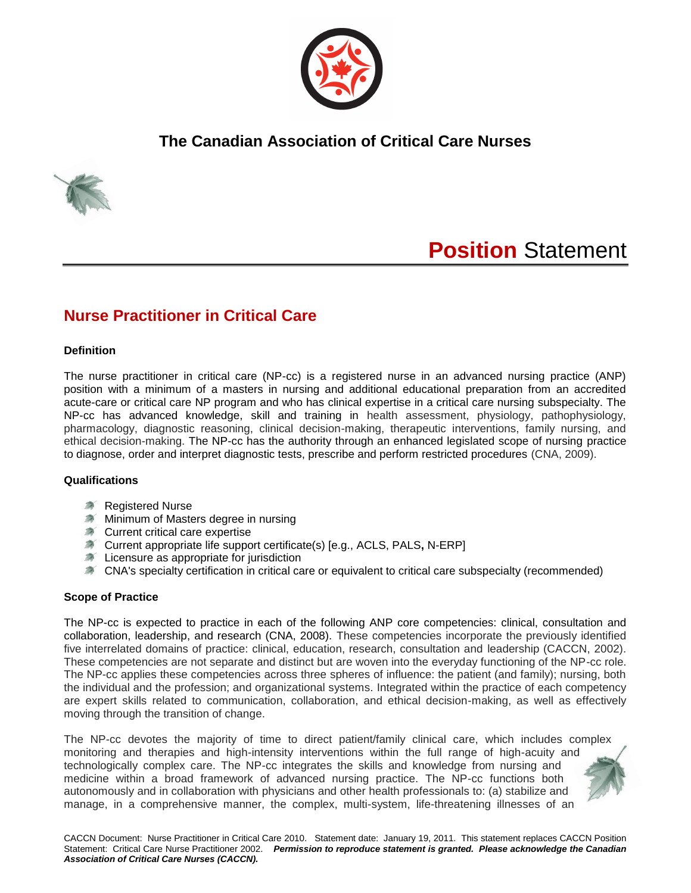# The Canadian Association of Critical Care Nurses

# **Position** Statement

## Nurse Practitioner in Critical Care

### Definition

The nurse practitioner in critical care (NP-cc) is a registered nurse in an advanced nursing practice (ANP) position with a minimum of a masters in nursing and additional educational preparation from an accredited acute-care or critical care NP program and who has clinical expertise in a critical care nursing subspecialty. The NP-cc has advanced knowledge, skill and training in health assessment, physiology, pathophysiology, pharmacology, diagnostic reasoning, clinical decision-making, therapeutic interventions, family nursing, and ethical decision-making. The NP-cc has the authority through an enhanced legislated scope of nursing practice to diagnose, order and interpret diagnostic tests, prescribe and perform restricted procedures (CNA, 2009).

### Qualifications

- Registered Nurse
- Minimum of Masters degree in nursing
- Current critical care expertise
- Current appropriate life support certificate(s) [e.g., ACLS, PALS**,** N-ERP]
- Licensure as appropriate for jurisdiction
- CNA's specialty certification in critical care or equivalent to critical care subspecialty (recommended)

### Scope of Practice

The NP-cc is expected to practice in each of the following ANP core competencies: clinical, consultation and collaboration, leadership, and research (CNA, 2008). These competencies incorporate the previously identified five interrelated domains of practice: clinical, education, research, consultation and leadership (CACCN, 2002). These competencies are not separate and distinct but are woven into the everyday functioning of the NP-cc role. The NP-cc applies these competencies across three spheres of influence: the patient (and family); nursing, both the individual and the profession; and organizational systems. Integrated within the practice of each competency are expert skills related to communication, collaboration, and ethical decision-making, as well as effectively moving through the transition of change.

The NP-cc devotes the majority of time to direct patient/family clinical care, which includes complex monitoring and therapies and high-intensity interventions within the full range of high-acuity and technologically complex care. The NP-cc integrates the skills and knowledge from nursing and medicine within a broad framework of advanced nursing practice. The NP-cc functions both autonomously and in collaboration with physicians and other health professionals to: (a) stabilize and manage, in a comprehensive manner, the complex, multi-system, life-threatening illnesses of an

CACCN Document: Nurse Practitioner in Critical Care 2010. Statement date: January 19, 2011. This statement replaces CACCN Position Statement: Critical Care Nurse Practitioner 2002. ***Permission to reproduce statement is granted. Please acknowledge the Canadian Association of Critical Care Nurses (CACCN).***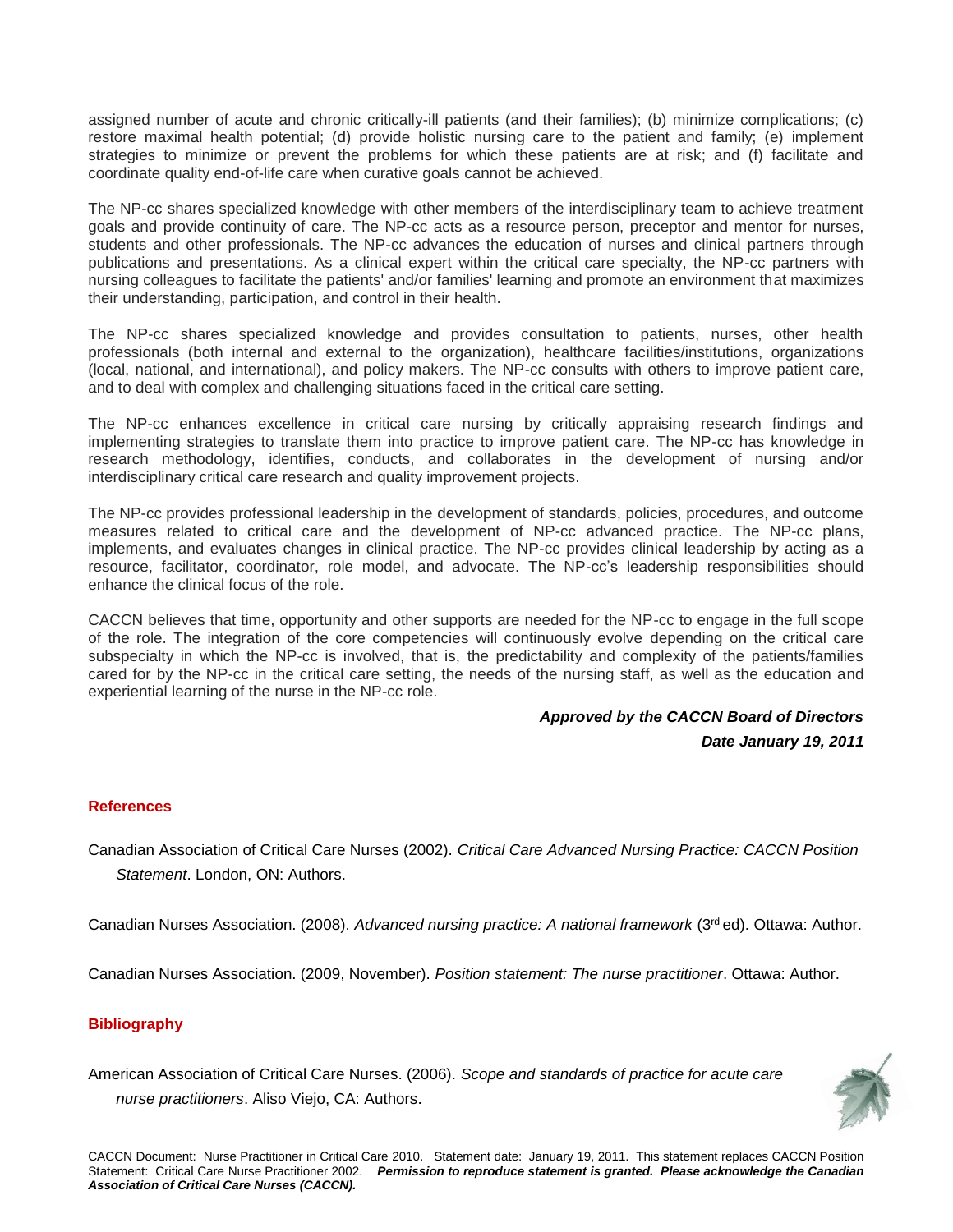assigned number of acute and chronic critically-ill patients (and their families); (b) minimize complications; (c) restore maximal health potential; (d) provide holistic nursing care to the patient and family; (e) implement strategies to minimize or prevent the problems for which these patients are at risk; and (f) facilitate and coordinate quality end-of-life care when curative goals cannot be achieved.

The NP-cc shares specialized knowledge with other members of the interdisciplinary team to achieve treatment goals and provide continuity of care. The NP-cc acts as a resource person, preceptor and mentor for nurses, students and other professionals. The NP-cc advances the education of nurses and clinical partners through publications and presentations. As a clinical expert within the critical care specialty, the NP-cc partners with nursing colleagues to facilitate the patients' and/or families' learning and promote an environment that maximizes their understanding, participation, and control in their health.

The NP-cc shares specialized knowledge and provides consultation to patients, nurses, other health professionals (both internal and external to the organization), healthcare facilities/institutions, organizations (local, national, and international), and policy makers. The NP-cc consults with others to improve patient care, and to deal with complex and challenging situations faced in the critical care setting.

The NP-cc enhances excellence in critical care nursing by critically appraising research findings and implementing strategies to translate them into practice to improve patient care. The NP-cc has knowledge in research methodology, identifies, conducts, and collaborates in the development of nursing and/or interdisciplinary critical care research and quality improvement projects.

The NP-cc provides professional leadership in the development of standards, policies, procedures, and outcome measures related to critical care and the development of NP-cc advanced practice. The NP-cc plans, implements, and evaluates changes in clinical practice. The NP-cc provides clinical leadership by acting as a resource, facilitator, coordinator, role model, and advocate. The NP-cc's leadership responsibilities should enhance the clinical focus of the role.

CACCN believes that time, opportunity and other supports are needed for the NP-cc to engage in the full scope of the role. The integration of the core competencies will continuously evolve depending on the critical care subspecialty in which the NP-cc is involved, that is, the predictability and complexity of the patients/families cared for by the NP-cc in the critical care setting, the needs of the nursing staff, as well as the education and experiential learning of the nurse in the NP-cc role.

***Approved by the CACCN Board of Directors***

***Date January 19, 2011***

## References

Canadian Association of Critical Care Nurses (2002). *Critical Care Advanced Nursing Practice: CACCN Position Statement*. London, ON: Authors.

Canadian Nurses Association. (2008). *Advanced nursing practice: A national framework* (3rd ed). Ottawa: Author.

Canadian Nurses Association. (2009, November). *Position statement: The nurse practitioner*. Ottawa: Author.

## Bibliography

American Association of Critical Care Nurses. (2006). *Scope and standards of practice for acute care nurse practitioners*. Aliso Viejo, CA: Authors.

CACCN Document: Nurse Practitioner in Critical Care 2010. Statement date: January 19, 2011. This statement replaces CACCN Position Statement: Critical Care Nurse Practitioner 2002. ***Permission to reproduce statement is granted. Please acknowledge the Canadian Association of Critical Care Nurses (CACCN).***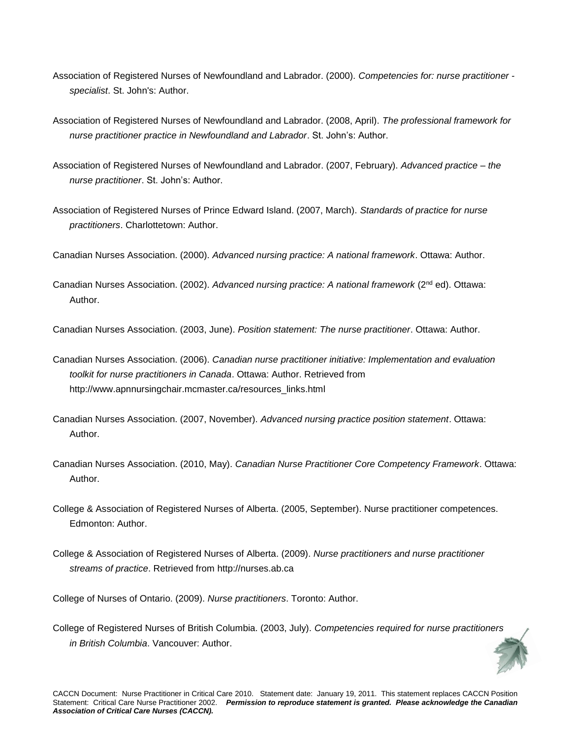Association of Registered Nurses of Newfoundland and Labrador. (2000). *Competencies for: nurse practitioner - specialist*. St. John's: Author.

Association of Registered Nurses of Newfoundland and Labrador. (2008, April). *The professional framework for nurse practitioner practice in Newfoundland and Labrador*. St. John's: Author.

Association of Registered Nurses of Newfoundland and Labrador. (2007, February). *Advanced practice – the nurse practitioner*. St. John's: Author.

Association of Registered Nurses of Prince Edward Island. (2007, March). *Standards of practice for nurse practitioners*. Charlottetown: Author.

Canadian Nurses Association. (2000). *Advanced nursing practice: A national framework*. Ottawa: Author.

Canadian Nurses Association. (2002). *Advanced nursing practice: A national framework* (2nd ed). Ottawa: Author.

Canadian Nurses Association. (2003, June). *Position statement: The nurse practitioner*. Ottawa: Author.

Canadian Nurses Association. (2006). *Canadian nurse practitioner initiative: Implementation and evaluation toolkit for nurse practitioners in Canada*. Ottawa: Author. Retrieved from http://www.apnnursingchair.mcmaster.ca/resources_links.html

Canadian Nurses Association. (2007, November). *Advanced nursing practice position statement*. Ottawa: Author.

Canadian Nurses Association. (2010, May). *Canadian Nurse Practitioner Core Competency Framework*. Ottawa: Author.

College & Association of Registered Nurses of Alberta. (2005, September). Nurse practitioner competences. Edmonton: Author.

College & Association of Registered Nurses of Alberta. (2009). *Nurse practitioners and nurse practitioner streams of practice*. Retrieved from http://nurses.ab.ca

College of Nurses of Ontario. (2009). *Nurse practitioners*. Toronto: Author.

College of Registered Nurses of British Columbia. (2003, July). *Competencies required for nurse practitioners in British Columbia*. Vancouver: Author.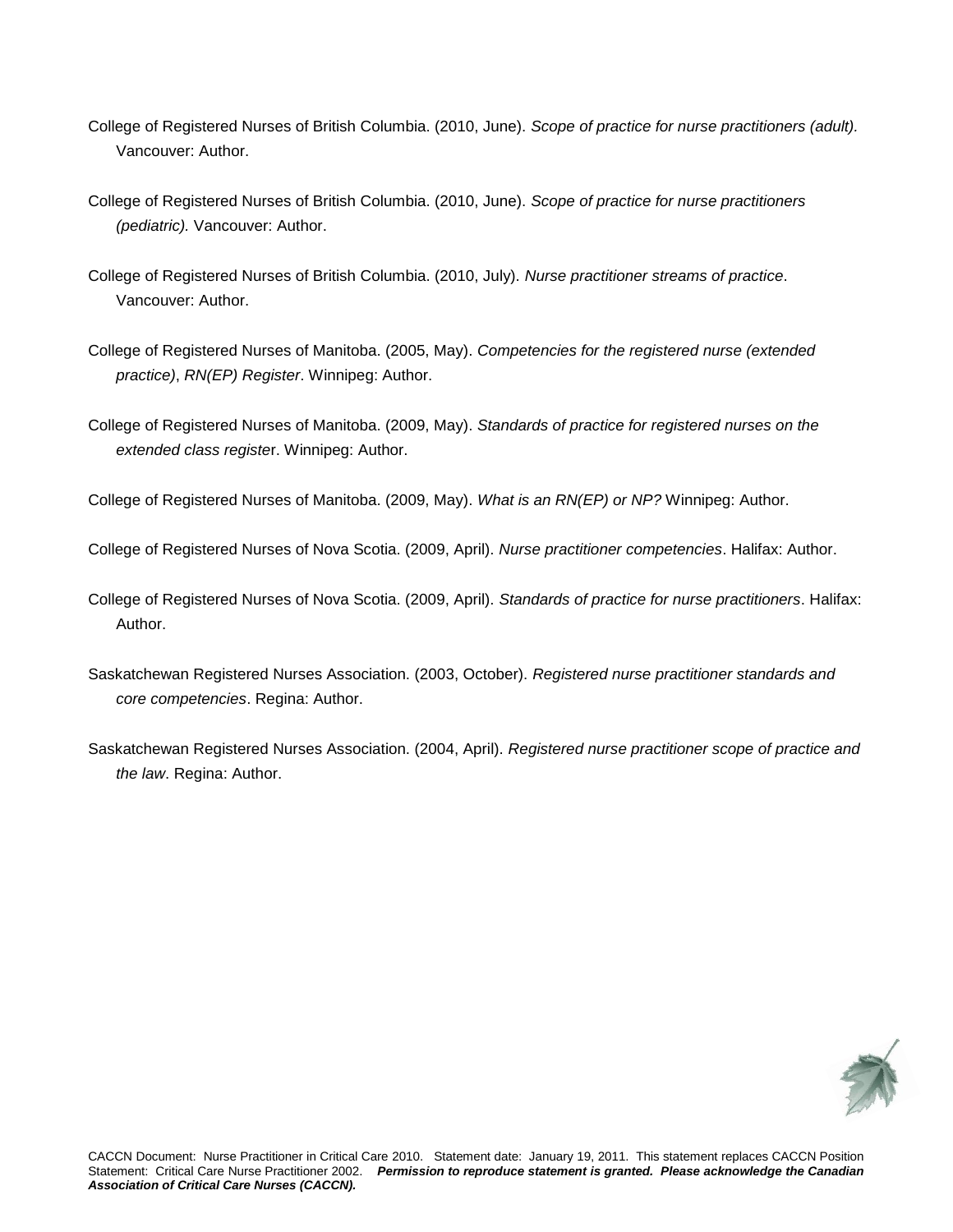College of Registered Nurses of British Columbia. (2010, June). *Scope of practice for nurse practitioners (adult).* Vancouver: Author.

College of Registered Nurses of British Columbia. (2010, June). *Scope of practice for nurse practitioners (pediatric).* Vancouver: Author.

College of Registered Nurses of British Columbia. (2010, July). *Nurse practitioner streams of practice*. Vancouver: Author.

College of Registered Nurses of Manitoba. (2005, May). *Competencies for the registered nurse (extended practice)*, *RN(EP) Register*. Winnipeg: Author.

College of Registered Nurses of Manitoba. (2009, May). *Standards of practice for registered nurses on the extended class register*. Winnipeg: Author.

College of Registered Nurses of Manitoba. (2009, May). *What is an RN(EP) or NP?* Winnipeg: Author.

College of Registered Nurses of Nova Scotia. (2009, April). *Nurse practitioner competencies*. Halifax: Author.

College of Registered Nurses of Nova Scotia. (2009, April). *Standards of practice for nurse practitioners*. Halifax: Author.

Saskatchewan Registered Nurses Association. (2003, October). *Registered nurse practitioner standards and core competencies*. Regina: Author.

Saskatchewan Registered Nurses Association. (2004, April). *Registered nurse practitioner scope of practice and the law*. Regina: Author.